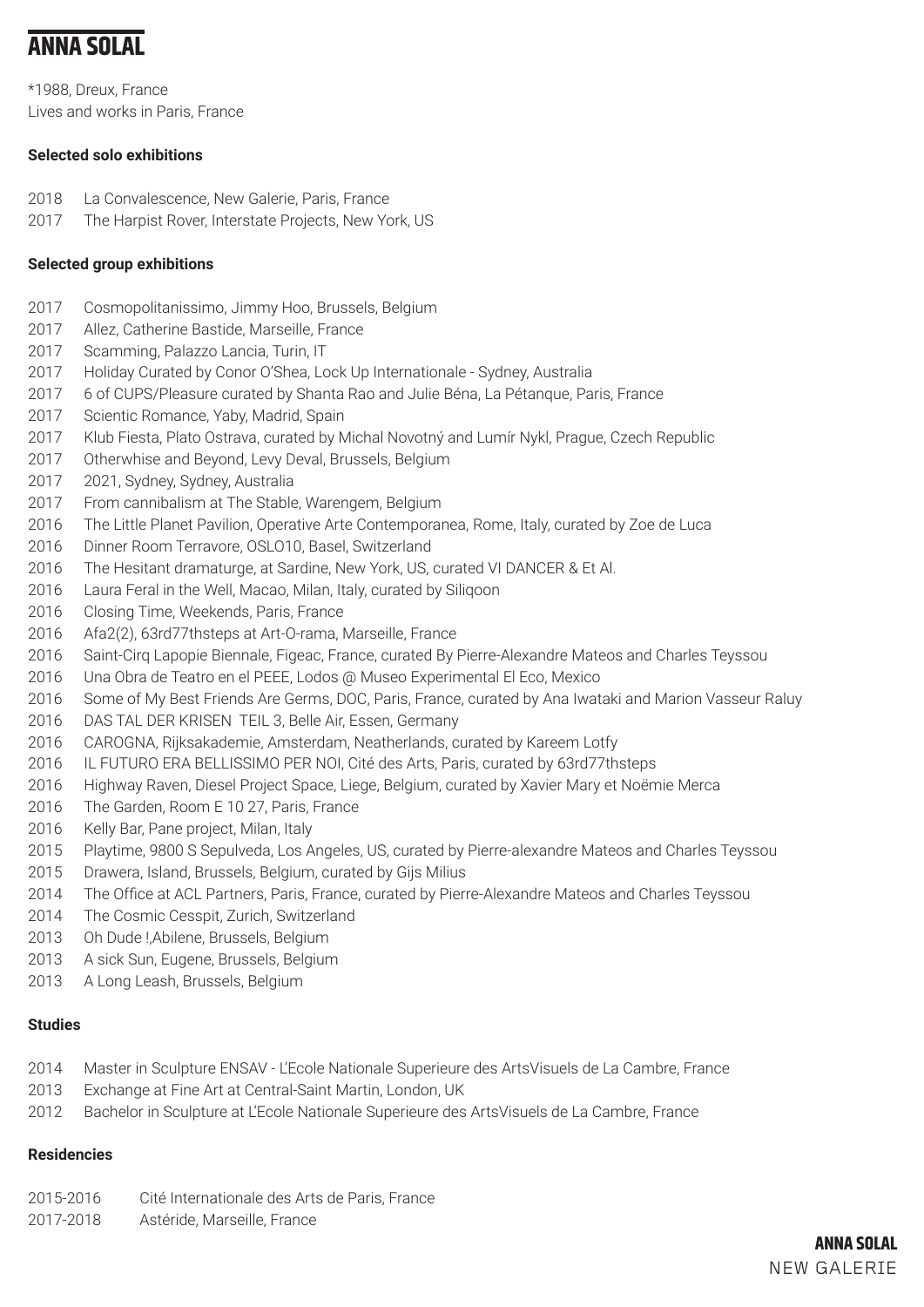# ANNA SOLAL

*1988, Dreux, France
Lives and works in Paris, France

**Selected solo exhibitions**

2018 La Convalescence, New Galerie, Paris, France
2017 The Harpist Rover, Interstate Projects, New York, US

**Selected group exhibitions**

2017 Cosmopolitanissimo, Jimmy Hoo, Brussels, Belgium
2017 Allez, Catherine Bastide, Marseille, France
2017 Scamming, Palazzo Lancia, Turin, IT
2017 Holiday Curated by Conor O'Shea, Lock Up Internationale - Sydney, Australia
2017 6 of CUPS/Pleasure curated by Shanta Rao and Julie Béna, La Pétanque, Paris, France
2017 Scientic Romance, Yaby, Madrid, Spain
2017 Klub Fiesta, Plato Ostrava, curated by Michal Novotný and Lumír Nykl, Prague, Czech Republic
2017 Otherwhise and Beyond, Levy Deval, Brussels, Belgium
2017 2021, Sydney, Sydney, Australia
2017 From cannibalism at The Stable, Warengem, Belgium
2016 The Little Planet Pavilion, Operative Arte Contemporanea, Rome, Italy, curated by Zoe de Luca
2016 Dinner Room Terravore, OSLO10, Basel, Switzerland
2016 The Hesitant dramaturge, at Sardine, New York, US, curated VI DANCER & Et Al.
2016 Laura Feral in the Well, Macao, Milan, Italy, curated by Siliqoon
2016 Closing Time, Weekends, Paris, France
2016 Afa2(2), 63rd77thsteps at Art-O-rama, Marseille, France
2016 Saint-Cirq Lapopie Biennale, Figeac, France, curated By Pierre-Alexandre Mateos and Charles Teyssou
2016 Una Obra de Teatro en el PEEE, Lodos @ Museo Experimental El Eco, Mexico
2016 Some of My Best Friends Are Germs, DOC, Paris, France, curated by Ana Iwataki and Marion Vasseur Raluy
2016 DAS TAL DER KRISEN TEIL 3, Belle Air, Essen, Germany
2016 CAROGNA, Rijksakademie, Amsterdam, Neatherlands, curated by Kareem Lotfy
2016 IL FUTURO ERA BELLISSIMO PER NOI, Cité des Arts, Paris, curated by 63rd77thsteps
2016 Highway Raven, Diesel Project Space, Liege, Belgium, curated by Xavier Mary et Noëmie Merca
2016 The Garden, Room E 10 27, Paris, France
2016 Kelly Bar, Pane project, Milan, Italy
2015 Playtime, 9800 S Sepulveda, Los Angeles, US, curated by Pierre-alexandre Mateos and Charles Teyssou
2015 Drawera, Island, Brussels, Belgium, curated by Gijs Milius
2014 The Office at ACL Partners, Paris, France, curated by Pierre-Alexandre Mateos and Charles Teyssou
2014 The Cosmic Cesspit, Zurich, Switzerland
2013 Oh Dude !,Abilene, Brussels, Belgium
2013 A sick Sun, Eugene, Brussels, Belgium
2013 A Long Leash, Brussels, Belgium

**Studies**

2014 Master in Sculpture ENSAV - L'Ecole Nationale Superieure des ArtsVisuels de La Cambre, France
2013 Exchange at Fine Art at Central-Saint Martin, London, UK
2012 Bachelor in Sculpture at L'Ecole Nationale Superieure des ArtsVisuels de La Cambre, France

**Residencies**

2015-2016 Cité Internationale des Arts de Paris, France
2017-2018 Astéride, Marseille, France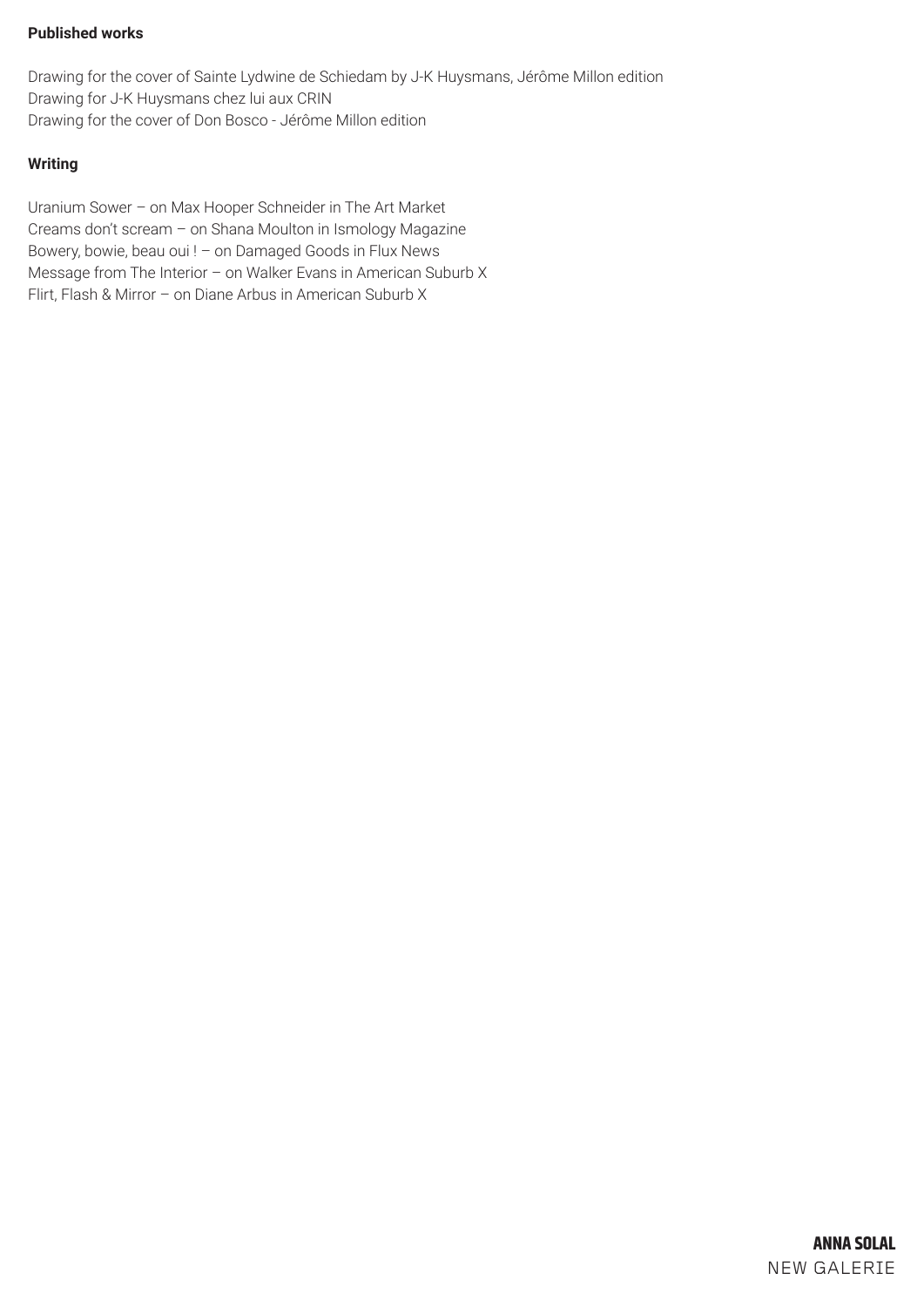**Published works**

Drawing for the cover of Sainte Lydwine de Schiedam by J-K Huysmans, Jérôme Millon edition
Drawing for J-K Huysmans chez lui aux CRIN
Drawing for the cover of Don Bosco - Jérôme Millon edition

**Writing**

Uranium Sower – on Max Hooper Schneider in The Art Market
Creams don't scream – on Shana Moulton in Ismology Magazine
Bowery, bowie, beau oui ! – on Damaged Goods in Flux News
Message from The Interior – on Walker Evans in American Suburb X
Flirt, Flash & Mirror – on Diane Arbus in American Suburb X